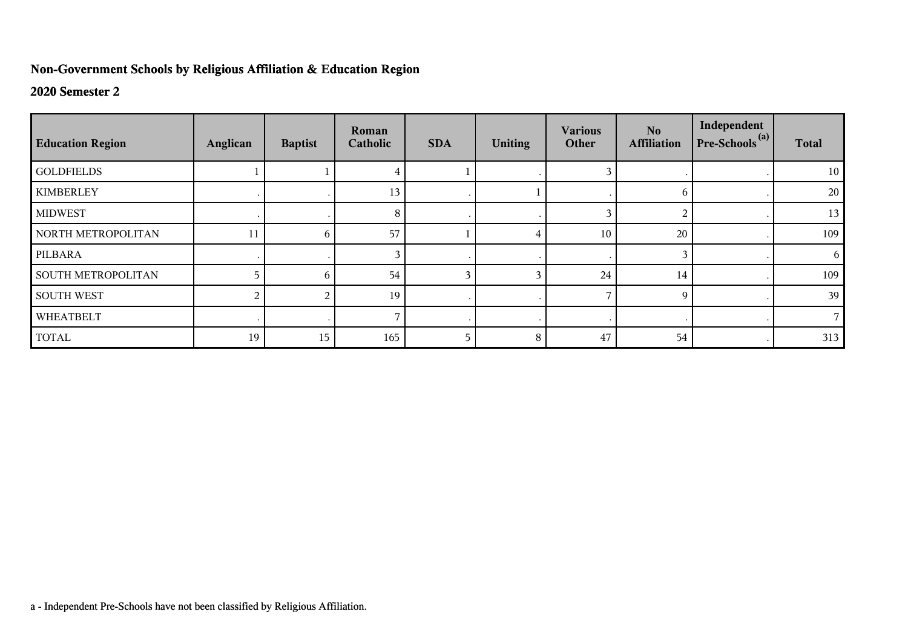## Non-Government Schools by Religious Affiliation & Education Region

### 2020 Semester 2

| Education Region | Anglican | Baptist | Roman Catholic | SDA | Uniting | Various Other | No Affiliation | Independent Pre-Schools [(a)] | Total |
|---|---|---|---|---|---|---|---|---|---|
| GOLDFIELDS | 1 | 1 | 4 | 1 | . | 3 | . | . | 10 |
| KIMBERLEY | . | . | 13 | . | 1 | . | 6 | . | 20 |
| MIDWEST | . | . | 8 | . | . | 3 | 2 | . | 13 |
| NORTH METROPOLITAN | 11 | 6 | 57 | 1 | 4 | 10 | 20 | . | 109 |
| PILBARA | . | . | 3 | . | . | . | 3 | . | 6 |
| SOUTH METROPOLITAN | 5 | 6 | 54 | 3 | 3 | 24 | 14 | . | 109 |
| SOUTH WEST | 2 | 2 | 19 | . | . | 7 | 9 | . | 39 |
| WHEATBELT | . | . | 7 | . | . | . | . | . | 7 |
| TOTAL | 19 | 15 | 165 | 5 | 8 | 47 | 54 | . | 313 |

a - Independent Pre-Schools have not been classified by Religious Affiliation.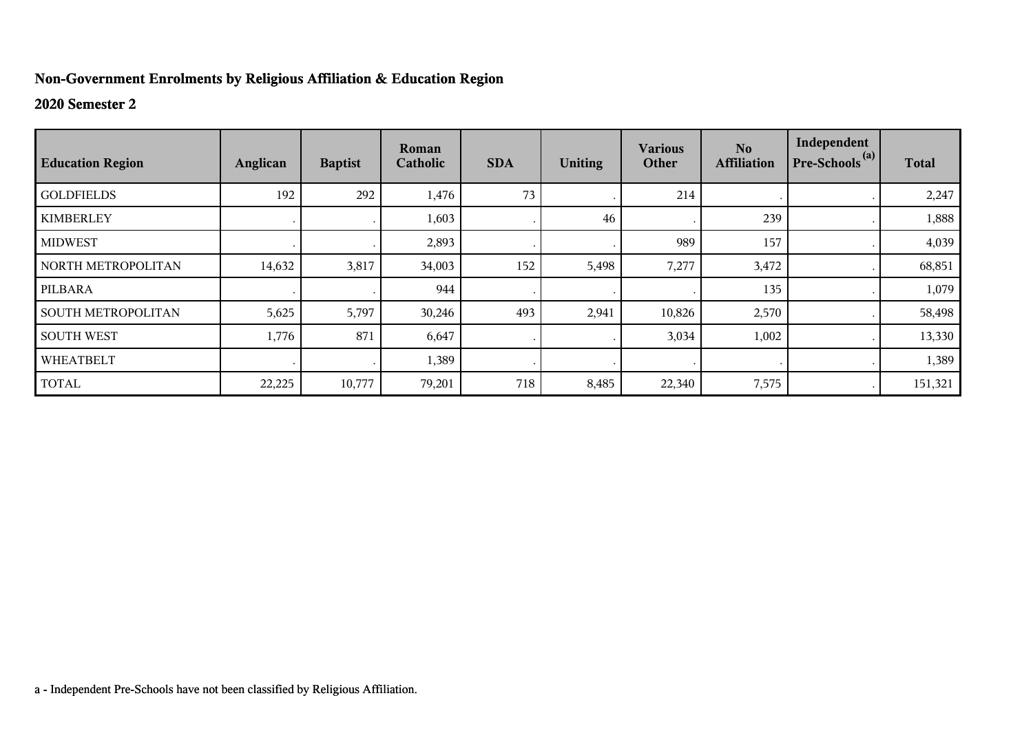**Non-Government Enrolments by Religious Affiliation & Education Region**

**2020 Semester 2**

| Education Region | Anglican | Baptist | Roman Catholic | SDA | Uniting | Various Other | No Affiliation | Independent Pre-Schools [(a)] | Total |
|---|---|---|---|---|---|---|---|---|---|
| GOLDFIELDS | 192 | 292 | 1,476 | 73 | . | 214 | . | . | 2,247 |
| KIMBERLEY | . | . | 1,603 | . | 46 | . | 239 | . | 1,888 |
| MIDWEST | . | . | 2,893 | . | . | 989 | 157 | . | 4,039 |
| NORTH METROPOLITAN | 14,632 | 3,817 | 34,003 | 152 | 5,498 | 7,277 | 3,472 | . | 68,851 |
| PILBARA | . | . | 944 | . | . | . | 135 | . | 1,079 |
| SOUTH METROPOLITAN | 5,625 | 5,797 | 30,246 | 493 | 2,941 | 10,826 | 2,570 | . | 58,498 |
| SOUTH WEST | 1,776 | 871 | 6,647 | . | . | 3,034 | 1,002 | . | 13,330 |
| WHEATBELT | . | . | 1,389 | . | . | . | . | . | 1,389 |
| TOTAL | 22,225 | 10,777 | 79,201 | 718 | 8,485 | 22,340 | 7,575 | . | 151,321 |

a - Independent Pre-Schools have not been classified by Religious Affiliation.